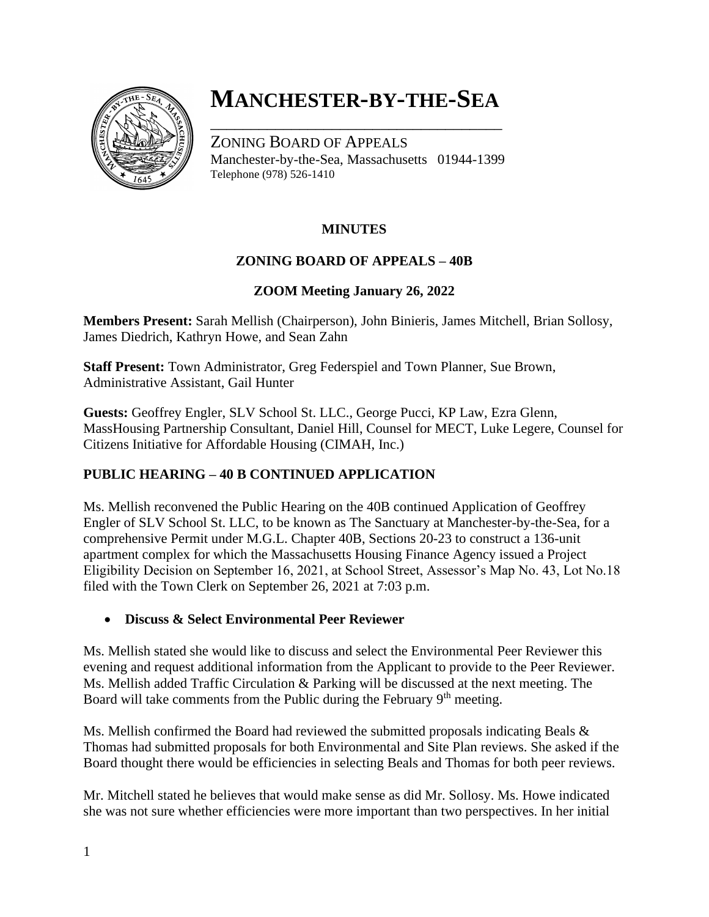# MANCHESTER-BY-THE-SEA

ZONING BOARD OF APPEALS
Manchester-by-the-Sea, Massachusetts 01944-1399
Telephone (978) 526-1410

**MINUTES**

**ZONING BOARD OF APPEALS – 40B**

**ZOOM Meeting January 26, 2022**

**Members Present:** Sarah Mellish (Chairperson), John Binieris, James Mitchell, Brian Sollosy, James Diedrich, Kathryn Howe, and Sean Zahn

**Staff Present:** Town Administrator, Greg Federspiel and Town Planner, Sue Brown, Administrative Assistant, Gail Hunter

**Guests:** Geoffrey Engler, SLV School St. LLC., George Pucci, KP Law, Ezra Glenn, MassHousing Partnership Consultant, Daniel Hill, Counsel for MECT, Luke Legere, Counsel for Citizens Initiative for Affordable Housing (CIMAH, Inc.)

## PUBLIC HEARING – 40 B CONTINUED APPLICATION

Ms. Mellish reconvened the Public Hearing on the 40B continued Application of Geoffrey Engler of SLV School St. LLC, to be known as The Sanctuary at Manchester-by-the-Sea, for a comprehensive Permit under M.G.L. Chapter 40B, Sections 20-23 to construct a 136-unit apartment complex for which the Massachusetts Housing Finance Agency issued a Project Eligibility Decision on September 16, 2021, at School Street, Assessor's Map No. 43, Lot No.18 filed with the Town Clerk on September 26, 2021 at 7:03 p.m.

- **Discuss & Select Environmental Peer Reviewer**

Ms. Mellish stated she would like to discuss and select the Environmental Peer Reviewer this evening and request additional information from the Applicant to provide to the Peer Reviewer. Ms. Mellish added Traffic Circulation & Parking will be discussed at the next meeting. The Board will take comments from the Public during the February 9th meeting.

Ms. Mellish confirmed the Board had reviewed the submitted proposals indicating Beals & Thomas had submitted proposals for both Environmental and Site Plan reviews. She asked if the Board thought there would be efficiencies in selecting Beals and Thomas for both peer reviews.

Mr. Mitchell stated he believes that would make sense as did Mr. Sollosy. Ms. Howe indicated she was not sure whether efficiencies were more important than two perspectives. In her initial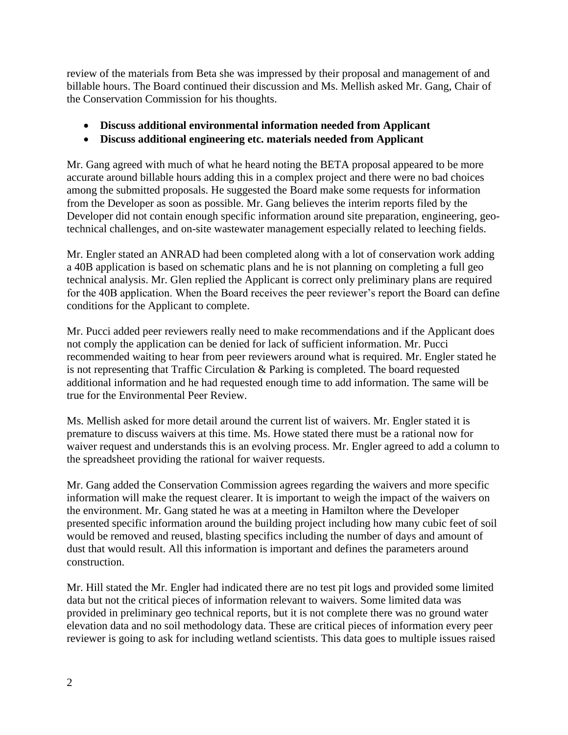review of the materials from Beta she was impressed by their proposal and management of and billable hours. The Board continued their discussion and Ms. Mellish asked Mr. Gang, Chair of the Conservation Commission for his thoughts.

- **Discuss additional environmental information needed from Applicant**
- **Discuss additional engineering etc. materials needed from Applicant**

Mr. Gang agreed with much of what he heard noting the BETA proposal appeared to be more accurate around billable hours adding this in a complex project and there were no bad choices among the submitted proposals. He suggested the Board make some requests for information from the Developer as soon as possible. Mr. Gang believes the interim reports filed by the Developer did not contain enough specific information around site preparation, engineering, geo-technical challenges, and on-site wastewater management especially related to leeching fields.

Mr. Engler stated an ANRAD had been completed along with a lot of conservation work adding a 40B application is based on schematic plans and he is not planning on completing a full geo technical analysis. Mr. Glen replied the Applicant is correct only preliminary plans are required for the 40B application. When the Board receives the peer reviewer's report the Board can define conditions for the Applicant to complete.

Mr. Pucci added peer reviewers really need to make recommendations and if the Applicant does not comply the application can be denied for lack of sufficient information. Mr. Pucci recommended waiting to hear from peer reviewers around what is required. Mr. Engler stated he is not representing that Traffic Circulation & Parking is completed. The board requested additional information and he had requested enough time to add information. The same will be true for the Environmental Peer Review.

Ms. Mellish asked for more detail around the current list of waivers. Mr. Engler stated it is premature to discuss waivers at this time. Ms. Howe stated there must be a rational now for waiver request and understands this is an evolving process. Mr. Engler agreed to add a column to the spreadsheet providing the rational for waiver requests.

Mr. Gang added the Conservation Commission agrees regarding the waivers and more specific information will make the request clearer. It is important to weigh the impact of the waivers on the environment. Mr. Gang stated he was at a meeting in Hamilton where the Developer presented specific information around the building project including how many cubic feet of soil would be removed and reused, blasting specifics including the number of days and amount of dust that would result. All this information is important and defines the parameters around construction.

Mr. Hill stated the Mr. Engler had indicated there are no test pit logs and provided some limited data but not the critical pieces of information relevant to waivers. Some limited data was provided in preliminary geo technical reports, but it is not complete there was no ground water elevation data and no soil methodology data. These are critical pieces of information every peer reviewer is going to ask for including wetland scientists. This data goes to multiple issues raised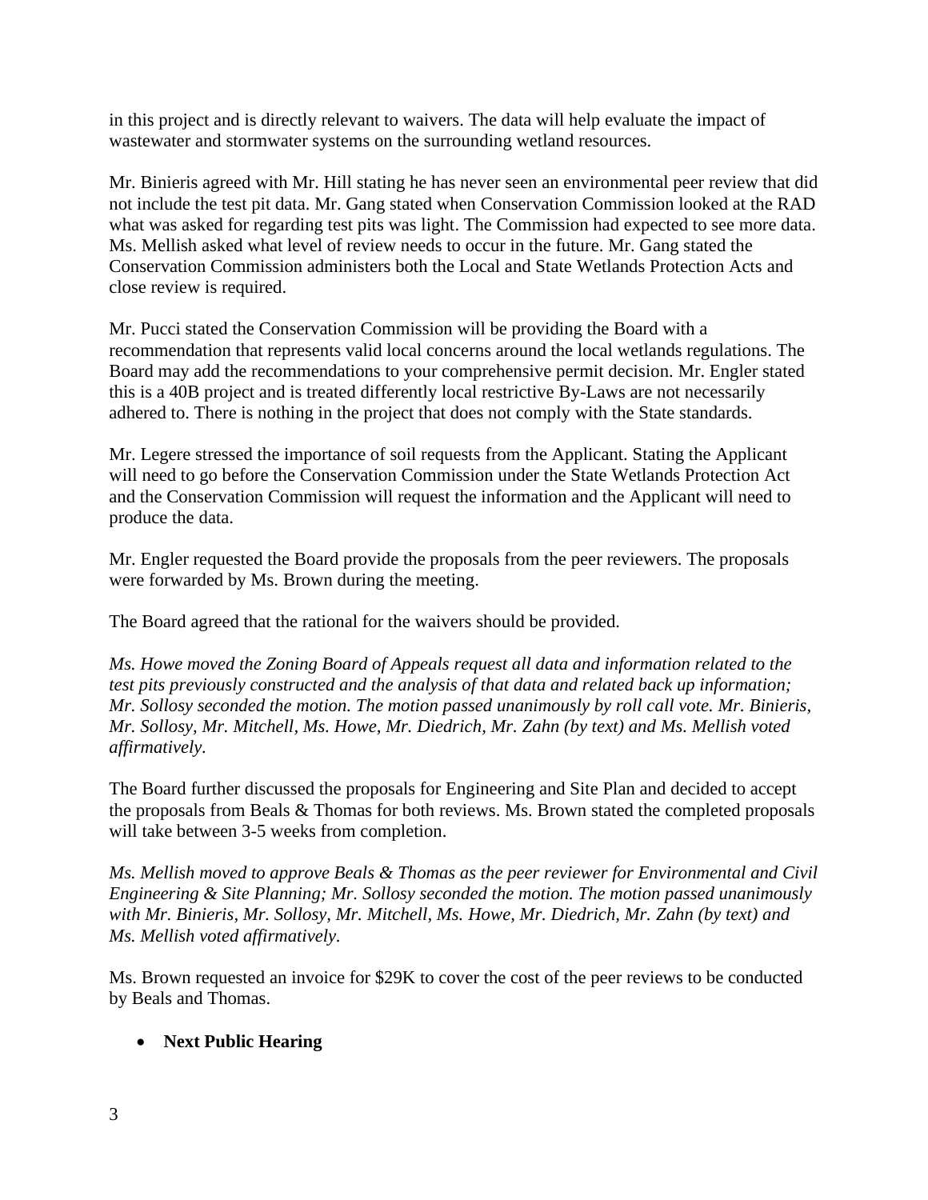in this project and is directly relevant to waivers. The data will help evaluate the impact of wastewater and stormwater systems on the surrounding wetland resources.

Mr. Binieris agreed with Mr. Hill stating he has never seen an environmental peer review that did not include the test pit data. Mr. Gang stated when Conservation Commission looked at the RAD what was asked for regarding test pits was light. The Commission had expected to see more data. Ms. Mellish asked what level of review needs to occur in the future. Mr. Gang stated the Conservation Commission administers both the Local and State Wetlands Protection Acts and close review is required.

Mr. Pucci stated the Conservation Commission will be providing the Board with a recommendation that represents valid local concerns around the local wetlands regulations. The Board may add the recommendations to your comprehensive permit decision. Mr. Engler stated this is a 40B project and is treated differently local restrictive By-Laws are not necessarily adhered to. There is nothing in the project that does not comply with the State standards.

Mr. Legere stressed the importance of soil requests from the Applicant. Stating the Applicant will need to go before the Conservation Commission under the State Wetlands Protection Act and the Conservation Commission will request the information and the Applicant will need to produce the data.

Mr. Engler requested the Board provide the proposals from the peer reviewers. The proposals were forwarded by Ms. Brown during the meeting.

The Board agreed that the rational for the waivers should be provided.

*Ms. Howe moved the Zoning Board of Appeals request all data and information related to the test pits previously constructed and the analysis of that data and related back up information; Mr. Sollosy seconded the motion. The motion passed unanimously by roll call vote. Mr. Binieris, Mr. Sollosy, Mr. Mitchell, Ms. Howe, Mr. Diedrich, Mr. Zahn (by text) and Ms. Mellish voted affirmatively.*

The Board further discussed the proposals for Engineering and Site Plan and decided to accept the proposals from Beals & Thomas for both reviews. Ms. Brown stated the completed proposals will take between 3-5 weeks from completion.

*Ms. Mellish moved to approve Beals & Thomas as the peer reviewer for Environmental and Civil Engineering & Site Planning; Mr. Sollosy seconded the motion. The motion passed unanimously with Mr. Binieris, Mr. Sollosy, Mr. Mitchell, Ms. Howe, Mr. Diedrich, Mr. Zahn (by text) and Ms. Mellish voted affirmatively.*

Ms. Brown requested an invoice for $29K to cover the cost of the peer reviews to be conducted by Beals and Thomas.

- **Next Public Hearing**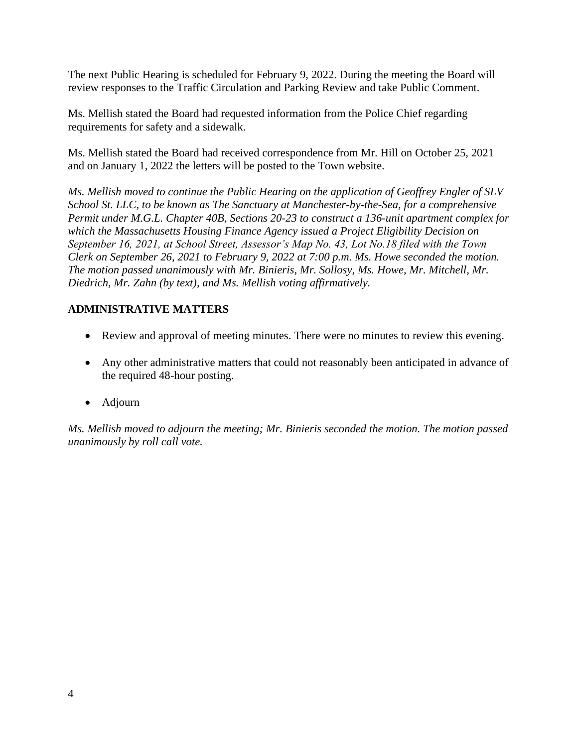The next Public Hearing is scheduled for February 9, 2022. During the meeting the Board will review responses to the Traffic Circulation and Parking Review and take Public Comment.

Ms. Mellish stated the Board had requested information from the Police Chief regarding requirements for safety and a sidewalk.

Ms. Mellish stated the Board had received correspondence from Mr. Hill on October 25, 2021 and on January 1, 2022 the letters will be posted to the Town website.

*Ms. Mellish moved to continue the Public Hearing on the application of Geoffrey Engler of SLV School St. LLC, to be known as The Sanctuary at Manchester-by-the-Sea, for a comprehensive Permit under M.G.L. Chapter 40B, Sections 20-23 to construct a 136-unit apartment complex for which the Massachusetts Housing Finance Agency issued a Project Eligibility Decision on September 16, 2021, at School Street, Assessor's Map No. 43, Lot No.18 filed with the Town Clerk on September 26, 2021 to February 9, 2022 at 7:00 p.m. Ms. Howe seconded the motion. The motion passed unanimously with Mr. Binieris, Mr. Sollosy, Ms. Howe, Mr. Mitchell, Mr. Diedrich, Mr. Zahn (by text), and Ms. Mellish voting affirmatively.*

## ADMINISTRATIVE MATTERS

- Review and approval of meeting minutes. There were no minutes to review this evening.
- Any other administrative matters that could not reasonably been anticipated in advance of the required 48-hour posting.
- Adjourn

*Ms. Mellish moved to adjourn the meeting; Mr. Binieris seconded the motion. The motion passed unanimously by roll call vote.*